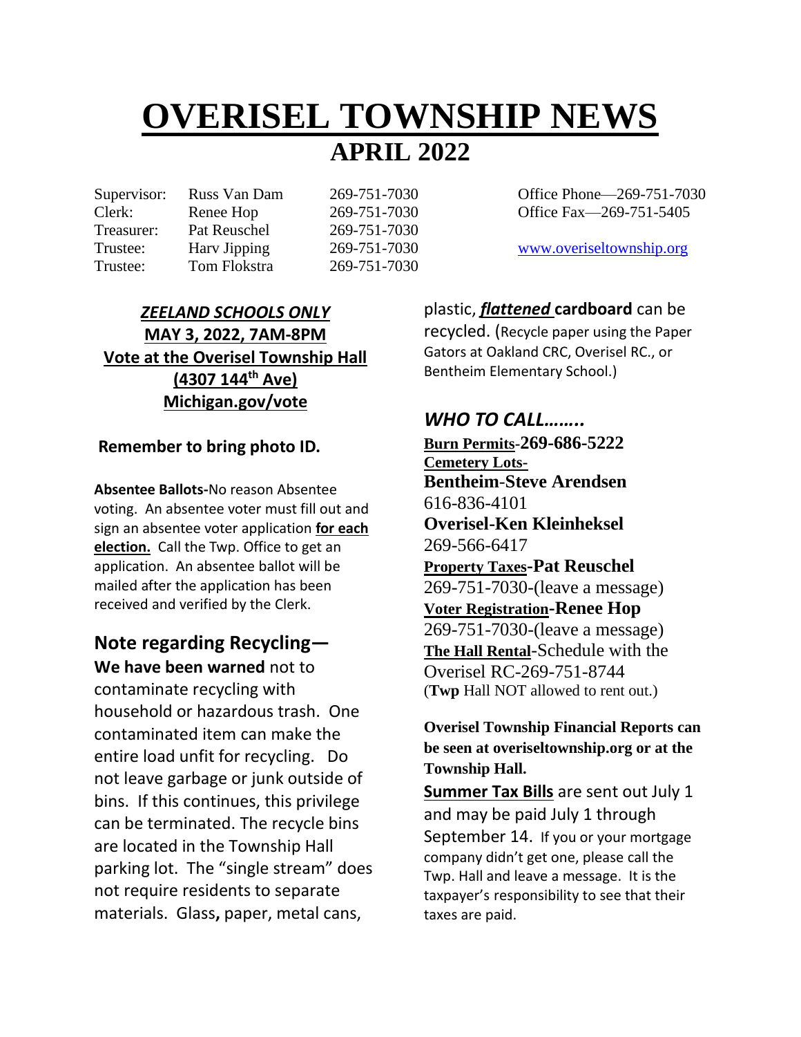# OVERISEL TOWNSHIP NEWS

## APRIL 2022

| Supervisor: | Russ Van Dam | 269-751-7030 |
|---|---|---|
| Clerk: | Renee Hop | 269-751-7030 |
| Treasurer: | Pat Reuschel | 269-751-7030 |
| Trustee: | Harv Jipping | 269-751-7030 |
| Trustee: | Tom Flokstra | 269-751-7030 |

Office Phone—269-751-7030
Office Fax—269-751-5405

www.overiseltownship.org

***ZEELAND SCHOOLS ONLY***
**MAY 3, 2022, 7AM-8PM**
**Vote at the Overisel Township Hall**
**(4307 144th Ave)**
**Michigan.gov/vote**

**Remember to bring photo ID.**

**Absentee Ballots-**No reason Absentee voting. An absentee voter must fill out and sign an absentee voter application **for each election.** Call the Twp. Office to get an application. An absentee ballot will be mailed after the application has been received and verified by the Clerk.

## Note regarding Recycling—

**We have been warned** not to contaminate recycling with household or hazardous trash. One contaminated item can make the entire load unfit for recycling. Do not leave garbage or junk outside of bins. If this continues, this privilege can be terminated. The recycle bins are located in the Township Hall parking lot. The "single stream" does not require residents to separate materials. Glass**,** paper, metal cans, plastic, ***flattened*** **cardboard** can be recycled. (Recycle paper using the Paper Gators at Oakland CRC, Overisel RC., or Bentheim Elementary School.)

## *WHO TO CALL……..*

**Burn Permits-269-686-5222**

**Cemetery Lots-**
**Bentheim-Steve Arendsen**
616-836-4101
**Overisel-Ken Kleinheksel**
269-566-6417

**Property Taxes-Pat Reuschel**
269-751-7030-(leave a message)

**Voter Registration-Renee Hop**
269-751-7030-(leave a message)

**The Hall Rental**-Schedule with the Overisel RC-269-751-8744
(**Twp** Hall NOT allowed to rent out.)

**Overisel Township Financial Reports can be seen at overiseltownship.org or at the Township Hall.**

**Summer Tax Bills** are sent out July 1 and may be paid July 1 through September 14. If you or your mortgage company didn't get one, please call the Twp. Hall and leave a message. It is the taxpayer's responsibility to see that their taxes are paid.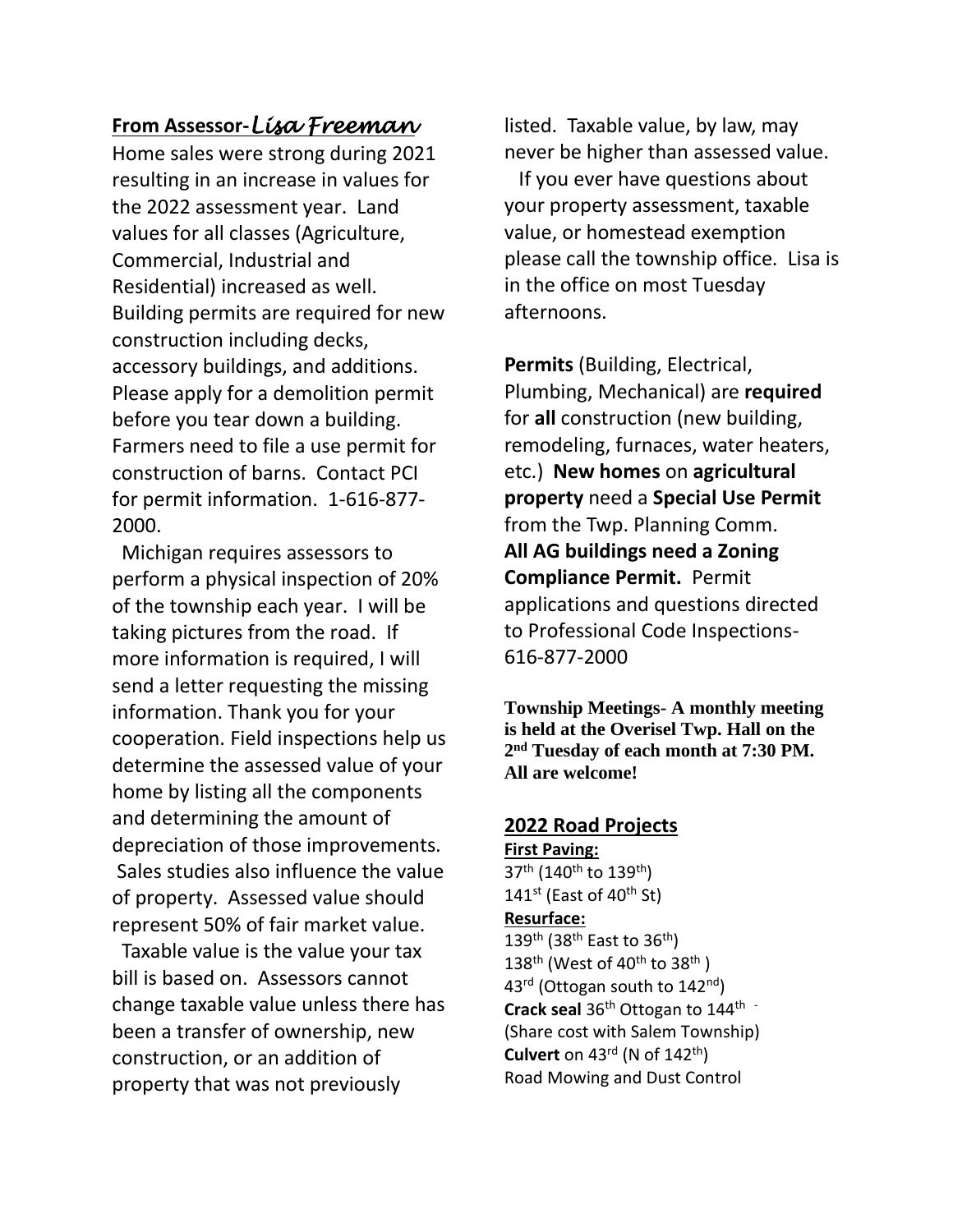## From Assessor- *Lisa Freeman*

Home sales were strong during 2021 resulting in an increase in values for the 2022 assessment year. Land values for all classes (Agriculture, Commercial, Industrial and Residential) increased as well. Building permits are required for new construction including decks, accessory buildings, and additions. Please apply for a demolition permit before you tear down a building. Farmers need to file a use permit for construction of barns. Contact PCI for permit information. 1-616-877-2000.

Michigan requires assessors to perform a physical inspection of 20% of the township each year. I will be taking pictures from the road. If more information is required, I will send a letter requesting the missing information. Thank you for your cooperation. Field inspections help us determine the assessed value of your home by listing all the components and determining the amount of depreciation of those improvements. Sales studies also influence the value of property. Assessed value should represent 50% of fair market value.

Taxable value is the value your tax bill is based on. Assessors cannot change taxable value unless there has been a transfer of ownership, new construction, or an addition of property that was not previously listed. Taxable value, by law, may never be higher than assessed value.

If you ever have questions about your property assessment, taxable value, or homestead exemption please call the township office. Lisa is in the office on most Tuesday afternoons.

**Permits** (Building, Electrical, Plumbing, Mechanical) are **required** for **all** construction (new building, remodeling, furnaces, water heaters, etc.) **New homes** on **agricultural property** need a **Special Use Permit** from the Twp. Planning Comm. **All AG buildings need a Zoning Compliance Permit.** Permit applications and questions directed to Professional Code Inspections- 616-877-2000

**Township Meetings- A monthly meeting is held at the Overisel Twp. Hall on the 2nd Tuesday of each month at 7:30 PM. All are welcome!**

## 2022 Road Projects

**First Paving:**

37th (140th to 139th)
141st (East of 40th St)

**Resurface:**

139th (38th East to 36th)
138th (West of 40th to 38th )
43rd (Ottogan south to 142nd)
**Crack seal** 36th Ottogan to 144th -
(Share cost with Salem Township)
**Culvert** on 43rd (N of 142th)
Road Mowing and Dust Control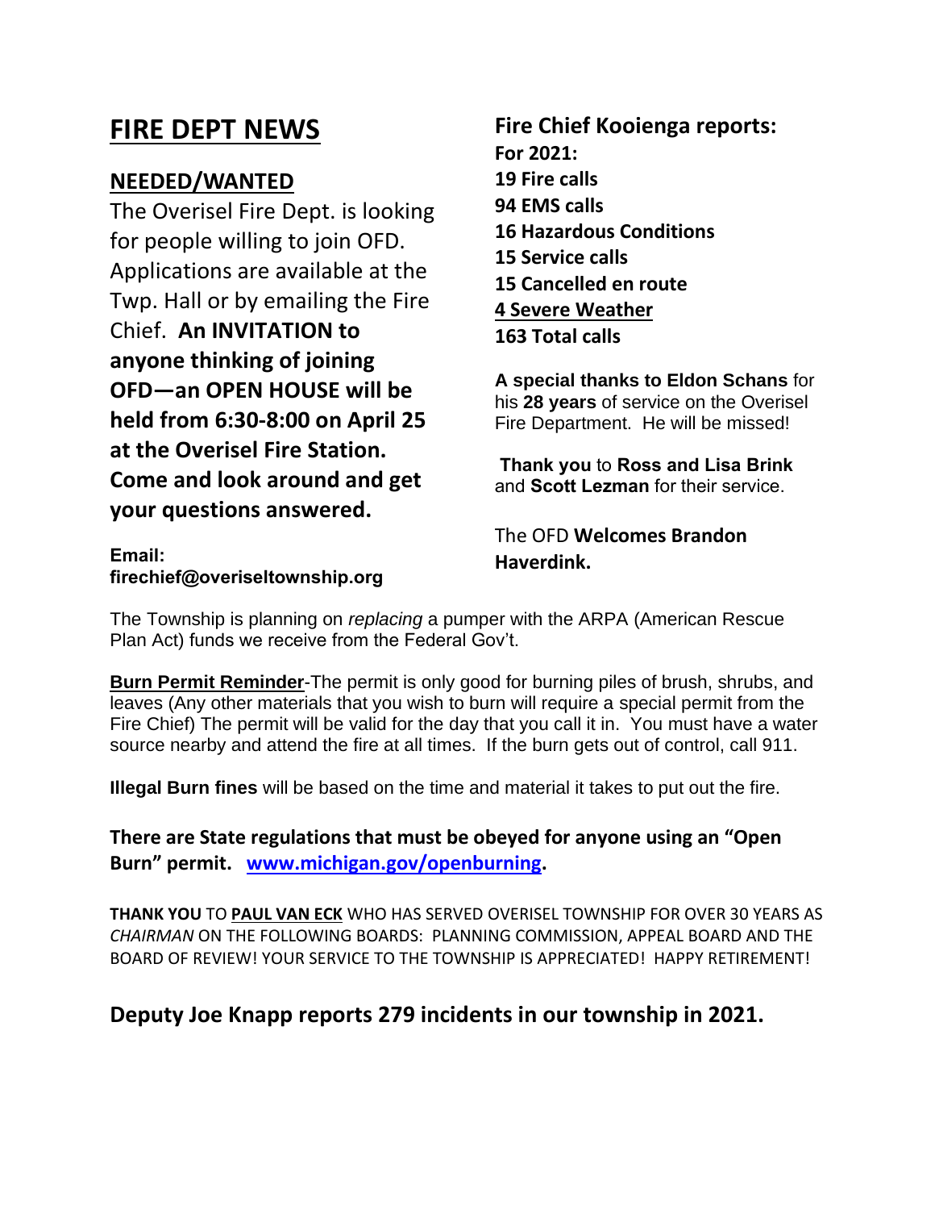# FIRE DEPT NEWS

## NEEDED/WANTED

The Overisel Fire Dept. is looking for people willing to join OFD. Applications are available at the Twp. Hall or by emailing the Fire Chief. **An INVITATION to anyone thinking of joining OFD—an OPEN HOUSE will be held from 6:30-8:00 on April 25 at the Overisel Fire Station. Come and look around and get your questions answered.**

**Email: firechief@overiseltownship.org**

**Fire Chief Kooienga reports:**

**For 2021:**
**19 Fire calls**
**94 EMS calls**
**16 Hazardous Conditions**
**15 Service calls**
**15 Cancelled en route**
**4 Severe Weather**
**163 Total calls**

**A special thanks to Eldon Schans** for his **28 years** of service on the Overisel Fire Department. He will be missed!

**Thank you** to **Ross and Lisa Brink** and **Scott Lezman** for their service.

The OFD **Welcomes Brandon Haverdink.**

The Township is planning on *replacing* a pumper with the ARPA (American Rescue Plan Act) funds we receive from the Federal Gov't.

**Burn Permit Reminder**-The permit is only good for burning piles of brush, shrubs, and leaves (Any other materials that you wish to burn will require a special permit from the Fire Chief) The permit will be valid for the day that you call it in. You must have a water source nearby and attend the fire at all times. If the burn gets out of control, call 911.

**Illegal Burn fines** will be based on the time and material it takes to put out the fire.

**There are State regulations that must be obeyed for anyone using an "Open Burn" permit. www.michigan.gov/openburning.**

**THANK YOU** TO **PAUL VAN ECK** WHO HAS SERVED OVERISEL TOWNSHIP FOR OVER 30 YEARS AS *CHAIRMAN* ON THE FOLLOWING BOARDS: PLANNING COMMISSION, APPEAL BOARD AND THE BOARD OF REVIEW! YOUR SERVICE TO THE TOWNSHIP IS APPRECIATED! HAPPY RETIREMENT!

**Deputy Joe Knapp reports 279 incidents in our township in 2021.**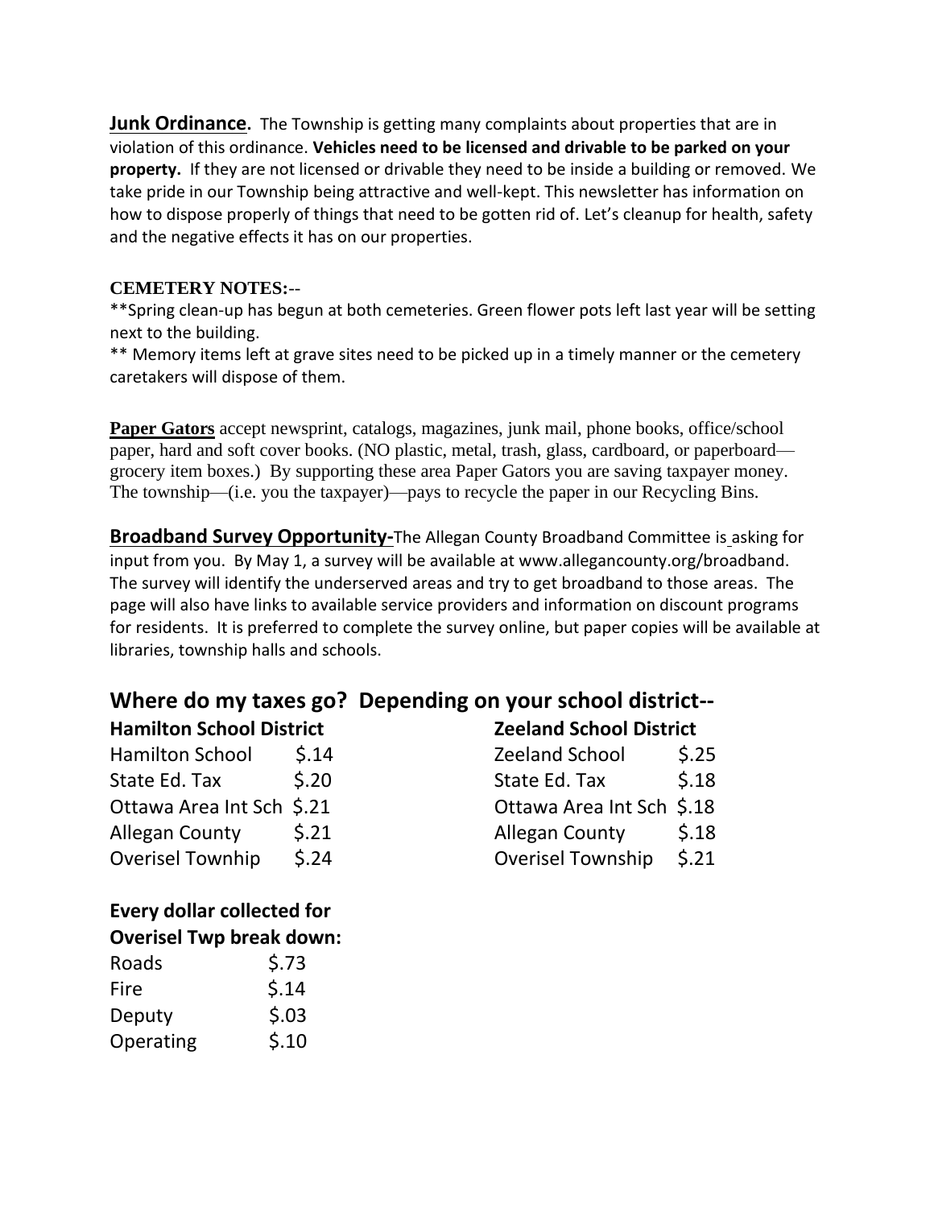**Junk Ordinance.** The Township is getting many complaints about properties that are in violation of this ordinance. **Vehicles need to be licensed and drivable to be parked on your property.** If they are not licensed or drivable they need to be inside a building or removed. We take pride in our Township being attractive and well-kept. This newsletter has information on how to dispose properly of things that need to be gotten rid of. Let's cleanup for health, safety and the negative effects it has on our properties.

**CEMETERY NOTES:**--

**Spring clean-up has begun at both cemeteries. Green flower pots left last year will be setting next to the building.

** Memory items left at grave sites need to be picked up in a timely manner or the cemetery caretakers will dispose of them.

**Paper Gators** accept newsprint, catalogs, magazines, junk mail, phone books, office/school paper, hard and soft cover books. (NO plastic, metal, trash, glass, cardboard, or paperboard—grocery item boxes.) By supporting these area Paper Gators you are saving taxpayer money. The township—(i.e. you the taxpayer)—pays to recycle the paper in our Recycling Bins.

**Broadband Survey Opportunity-**The Allegan County Broadband Committee is asking for input from you. By May 1, a survey will be available at www.allegancounty.org/broadband. The survey will identify the underserved areas and try to get broadband to those areas. The page will also have links to available service providers and information on discount programs for residents. It is preferred to complete the survey online, but paper copies will be available at libraries, township halls and schools.

## Where do my taxes go? Depending on your school district--

| Hamilton School District | | Zeeland School District | |
|---|---|---|---|
| Hamilton School | $.14 | Zeeland School | $.25 |
| State Ed. Tax | $.20 | State Ed. Tax | $.18 |
| Ottawa Area Int Sch | $.21 | Ottawa Area Int Sch | $.18 |
| Allegan County | $.21 | Allegan County | $.18 |
| Overisel Townhip | $.24 | Overisel Township | $.21 |

**Every dollar collected for Overisel Twp break down:**

| | |
|---|---|
| Roads | $.73 |
| Fire | $.14 |
| Deputy | $.03 |
| Operating | $.10 |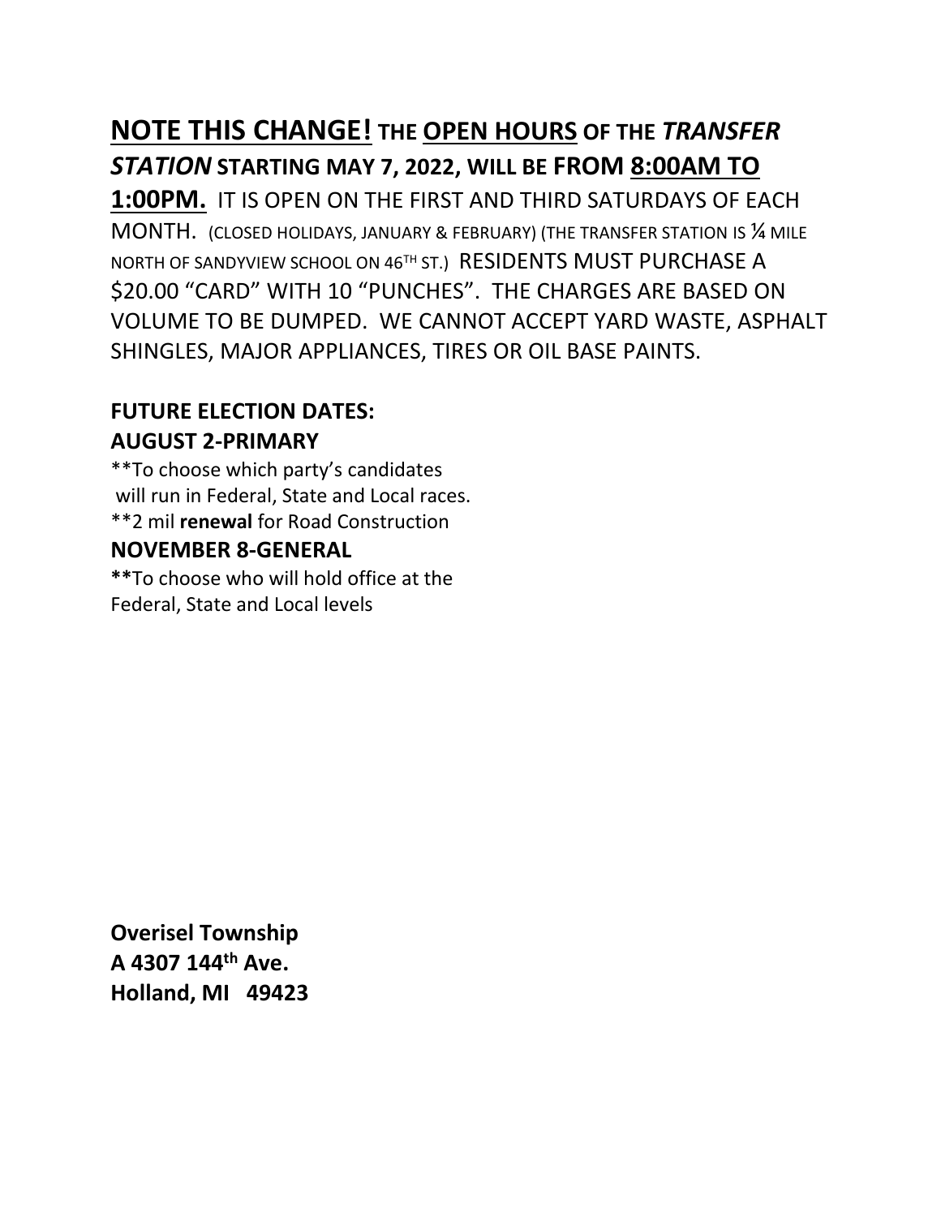**<u>NOTE THIS CHANGE!</u> THE <u>OPEN HOURS</u> OF THE *TRANSFER STATION* STARTING MAY 7, 2022, WILL BE FROM <u>8:00AM TO 1:00PM.</u>** IT IS OPEN ON THE FIRST AND THIRD SATURDAYS OF EACH MONTH. (CLOSED HOLIDAYS, JANUARY & FEBRUARY) (THE TRANSFER STATION IS ¼ MILE NORTH OF SANDYVIEW SCHOOL ON 46TH ST.) RESIDENTS MUST PURCHASE A $20.00 "CARD" WITH 10 "PUNCHES". THE CHARGES ARE BASED ON VOLUME TO BE DUMPED. WE CANNOT ACCEPT YARD WASTE, ASPHALT SHINGLES, MAJOR APPLIANCES, TIRES OR OIL BASE PAINTS.

**FUTURE ELECTION DATES:**

**AUGUST 2-PRIMARY**

**To choose which party's candidates will run in Federal, State and Local races.

**2 mil **renewal** for Road Construction

**NOVEMBER 8-GENERAL**

**To choose who will hold office at the Federal, State and Local levels

**Overisel Township**
**A 4307 144th Ave.**
**Holland, MI 49423**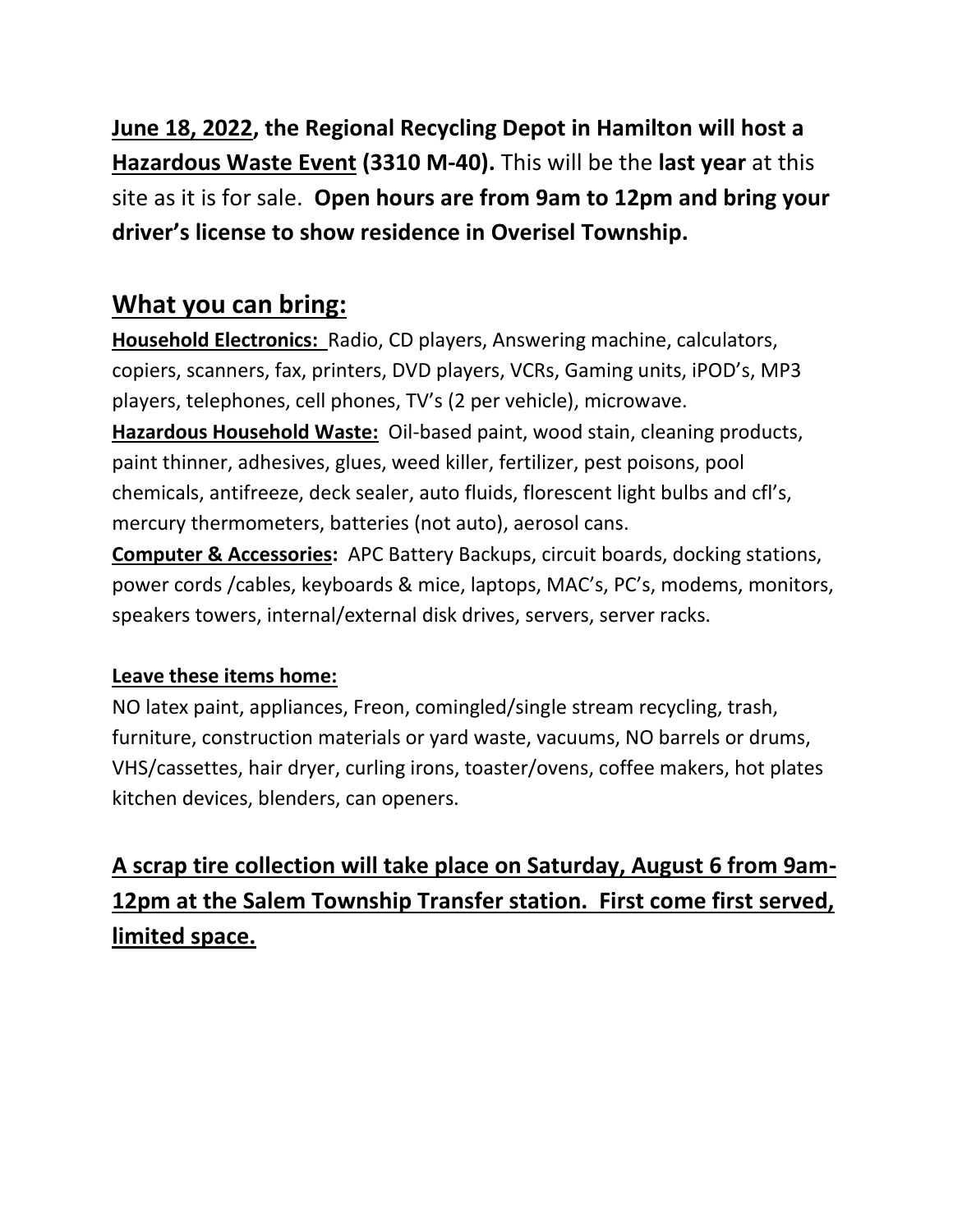**June 18, 2022, the Regional Recycling Depot in Hamilton will host a Hazardous Waste Event (3310 M-40).** This will be the **last year** at this site as it is for sale. **Open hours are from 9am to 12pm and bring your driver's license to show residence in Overisel Township.**

## What you can bring:

**Household Electronics:** Radio, CD players, Answering machine, calculators, copiers, scanners, fax, printers, DVD players, VCRs, Gaming units, iPOD's, MP3 players, telephones, cell phones, TV's (2 per vehicle), microwave.
**Hazardous Household Waste:** Oil-based paint, wood stain, cleaning products, paint thinner, adhesives, glues, weed killer, fertilizer, pest poisons, pool chemicals, antifreeze, deck sealer, auto fluids, florescent light bulbs and cfl's, mercury thermometers, batteries (not auto), aerosol cans.
**Computer & Accessories:** APC Battery Backups, circuit boards, docking stations, power cords /cables, keyboards & mice, laptops, MAC's, PC's, modems, monitors, speakers towers, internal/external disk drives, servers, server racks.

**Leave these items home:**
NO latex paint, appliances, Freon, comingled/single stream recycling, trash, furniture, construction materials or yard waste, vacuums, NO barrels or drums, VHS/cassettes, hair dryer, curling irons, toaster/ovens, coffee makers, hot plates kitchen devices, blenders, can openers.

**A scrap tire collection will take place on Saturday, August 6 from 9am-12pm at the Salem Township Transfer station. First come first served, limited space.**